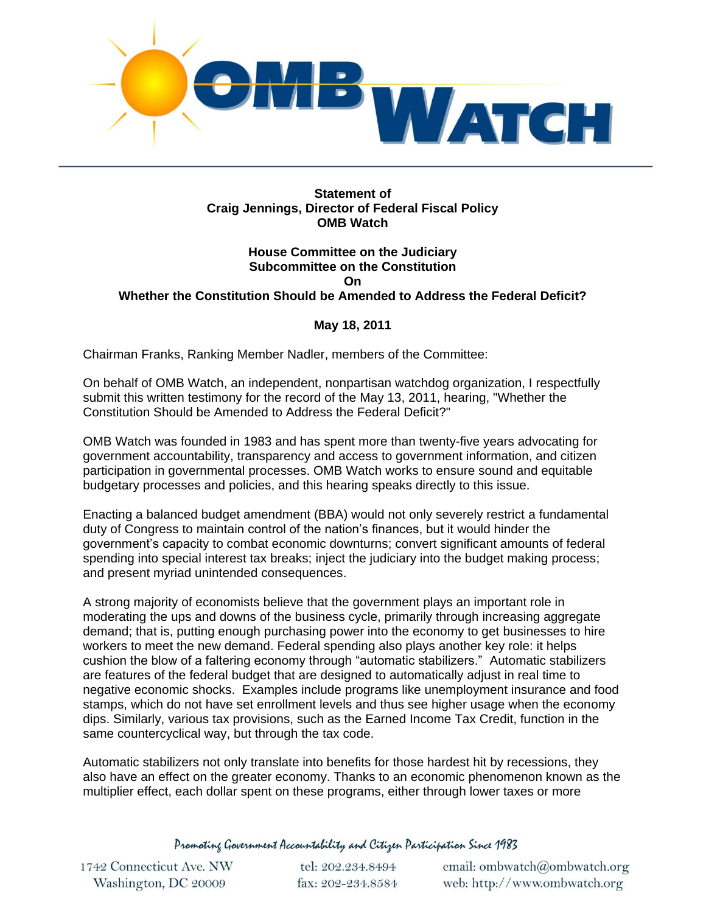**Statement of**
**Craig Jennings, Director of Federal Fiscal Policy**
**OMB Watch**

**House Committee on the Judiciary**
**Subcommittee on the Constitution**
**On**
**Whether the Constitution Should be Amended to Address the Federal Deficit?**

**May 18, 2011**

Chairman Franks, Ranking Member Nadler, members of the Committee:

On behalf of OMB Watch, an independent, nonpartisan watchdog organization, I respectfully submit this written testimony for the record of the May 13, 2011, hearing, "Whether the Constitution Should be Amended to Address the Federal Deficit?"

OMB Watch was founded in 1983 and has spent more than twenty-five years advocating for government accountability, transparency and access to government information, and citizen participation in governmental processes. OMB Watch works to ensure sound and equitable budgetary processes and policies, and this hearing speaks directly to this issue.

Enacting a balanced budget amendment (BBA) would not only severely restrict a fundamental duty of Congress to maintain control of the nation's finances, but it would hinder the government's capacity to combat economic downturns; convert significant amounts of federal spending into special interest tax breaks; inject the judiciary into the budget making process; and present myriad unintended consequences.

A strong majority of economists believe that the government plays an important role in moderating the ups and downs of the business cycle, primarily through increasing aggregate demand; that is, putting enough purchasing power into the economy to get businesses to hire workers to meet the new demand. Federal spending also plays another key role: it helps cushion the blow of a faltering economy through "automatic stabilizers." Automatic stabilizers are features of the federal budget that are designed to automatically adjust in real time to negative economic shocks. Examples include programs like unemployment insurance and food stamps, which do not have set enrollment levels and thus see higher usage when the economy dips. Similarly, various tax provisions, such as the Earned Income Tax Credit, function in the same countercyclical way, but through the tax code.

Automatic stabilizers not only translate into benefits for those hardest hit by recessions, they also have an effect on the greater economy. Thanks to an economic phenomenon known as the multiplier effect, each dollar spent on these programs, either through lower taxes or more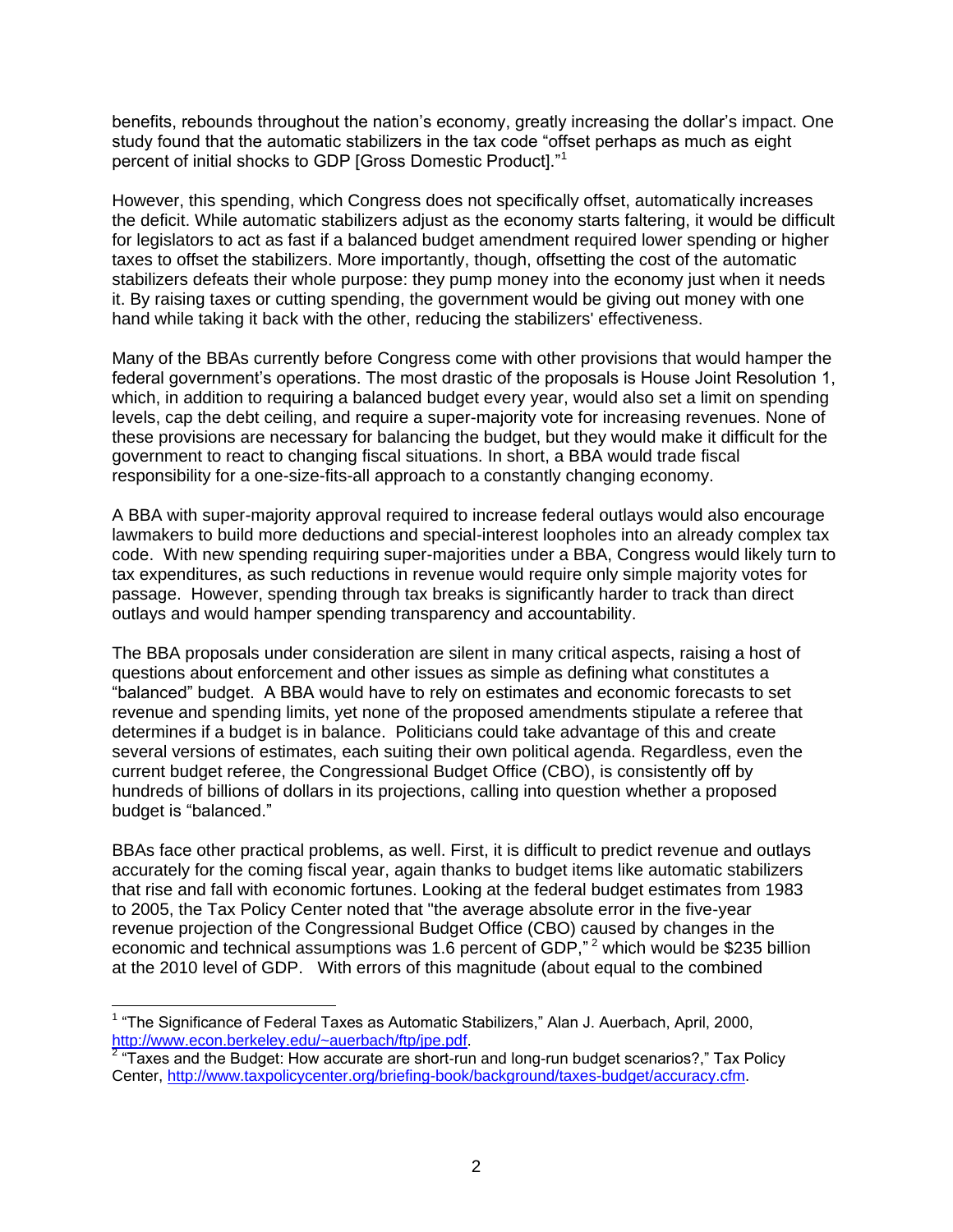benefits, rebounds throughout the nation's economy, greatly increasing the dollar's impact. One study found that the automatic stabilizers in the tax code "offset perhaps as much as eight percent of initial shocks to GDP [Gross Domestic Product]."[1]

However, this spending, which Congress does not specifically offset, automatically increases the deficit. While automatic stabilizers adjust as the economy starts faltering, it would be difficult for legislators to act as fast if a balanced budget amendment required lower spending or higher taxes to offset the stabilizers. More importantly, though, offsetting the cost of the automatic stabilizers defeats their whole purpose: they pump money into the economy just when it needs it. By raising taxes or cutting spending, the government would be giving out money with one hand while taking it back with the other, reducing the stabilizers' effectiveness.

Many of the BBAs currently before Congress come with other provisions that would hamper the federal government's operations. The most drastic of the proposals is House Joint Resolution 1, which, in addition to requiring a balanced budget every year, would also set a limit on spending levels, cap the debt ceiling, and require a super-majority vote for increasing revenues. None of these provisions are necessary for balancing the budget, but they would make it difficult for the government to react to changing fiscal situations. In short, a BBA would trade fiscal responsibility for a one-size-fits-all approach to a constantly changing economy.

A BBA with super-majority approval required to increase federal outlays would also encourage lawmakers to build more deductions and special-interest loopholes into an already complex tax code. With new spending requiring super-majorities under a BBA, Congress would likely turn to tax expenditures, as such reductions in revenue would require only simple majority votes for passage. However, spending through tax breaks is significantly harder to track than direct outlays and would hamper spending transparency and accountability.

The BBA proposals under consideration are silent in many critical aspects, raising a host of questions about enforcement and other issues as simple as defining what constitutes a "balanced" budget. A BBA would have to rely on estimates and economic forecasts to set revenue and spending limits, yet none of the proposed amendments stipulate a referee that determines if a budget is in balance. Politicians could take advantage of this and create several versions of estimates, each suiting their own political agenda. Regardless, even the current budget referee, the Congressional Budget Office (CBO), is consistently off by hundreds of billions of dollars in its projections, calling into question whether a proposed budget is "balanced."

BBAs face other practical problems, as well. First, it is difficult to predict revenue and outlays accurately for the coming fiscal year, again thanks to budget items like automatic stabilizers that rise and fall with economic fortunes. Looking at the federal budget estimates from 1983 to 2005, the Tax Policy Center noted that "the average absolute error in the five-year revenue projection of the Congressional Budget Office (CBO) caused by changes in the economic and technical assumptions was 1.6 percent of GDP,"[2] which would be $235 billion at the 2010 level of GDP. With errors of this magnitude (about equal to the combined

---

[1] "The Significance of Federal Taxes as Automatic Stabilizers," Alan J. Auerbach, April, 2000, http://www.econ.berkeley.edu/~auerbach/ftp/jpe.pdf.

[2] "Taxes and the Budget: How accurate are short-run and long-run budget scenarios?," Tax Policy Center, http://www.taxpolicycenter.org/briefing-book/background/taxes-budget/accuracy.cfm.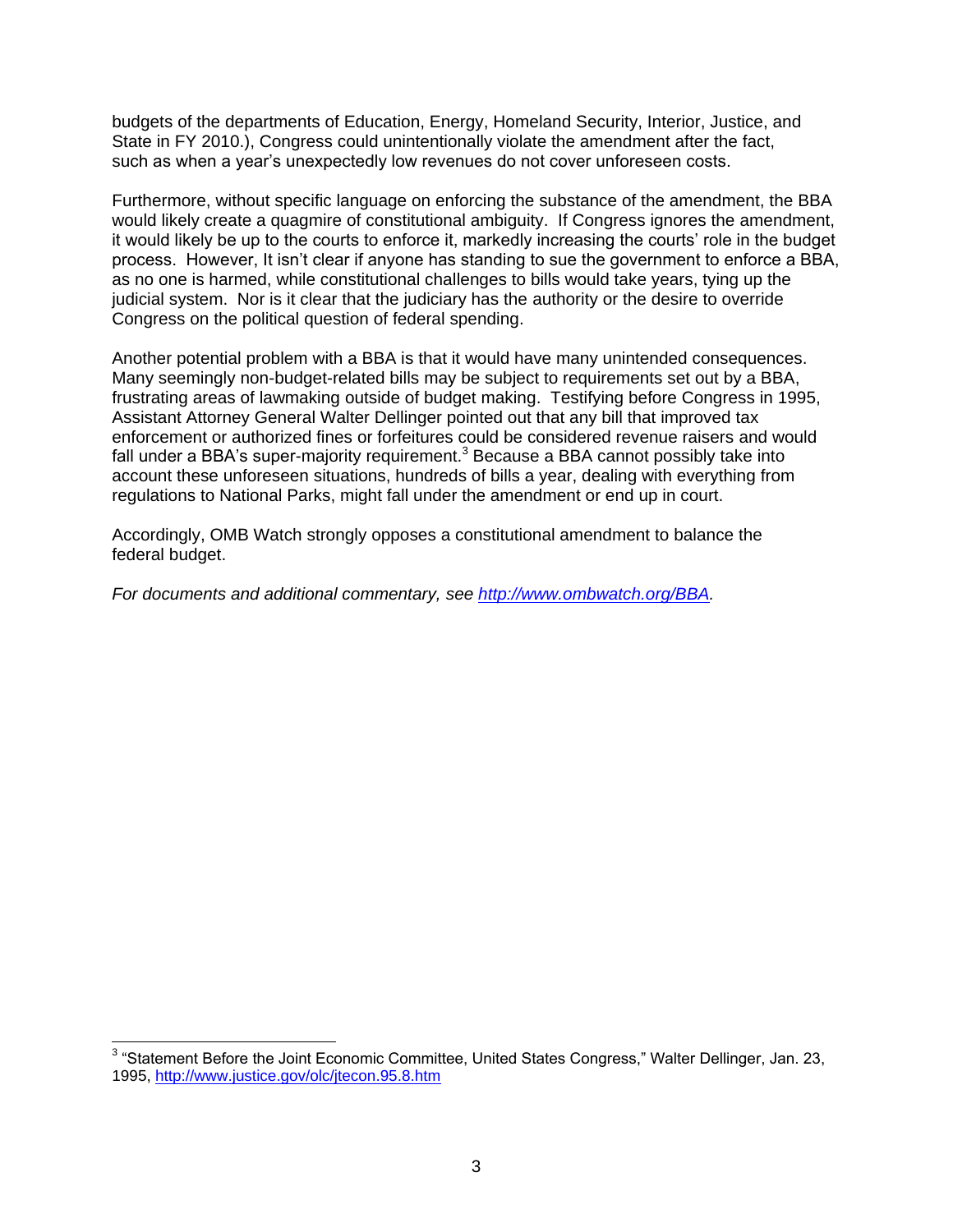budgets of the departments of Education, Energy, Homeland Security, Interior, Justice, and State in FY 2010.), Congress could unintentionally violate the amendment after the fact, such as when a year's unexpectedly low revenues do not cover unforeseen costs.

Furthermore, without specific language on enforcing the substance of the amendment, the BBA would likely create a quagmire of constitutional ambiguity. If Congress ignores the amendment, it would likely be up to the courts to enforce it, markedly increasing the courts' role in the budget process. However, It isn't clear if anyone has standing to sue the government to enforce a BBA, as no one is harmed, while constitutional challenges to bills would take years, tying up the judicial system. Nor is it clear that the judiciary has the authority or the desire to override Congress on the political question of federal spending.

Another potential problem with a BBA is that it would have many unintended consequences. Many seemingly non-budget-related bills may be subject to requirements set out by a BBA, frustrating areas of lawmaking outside of budget making. Testifying before Congress in 1995, Assistant Attorney General Walter Dellinger pointed out that any bill that improved tax enforcement or authorized fines or forfeitures could be considered revenue raisers and would fall under a BBA's super-majority requirement.[3] Because a BBA cannot possibly take into account these unforeseen situations, hundreds of bills a year, dealing with everything from regulations to National Parks, might fall under the amendment or end up in court.

Accordingly, OMB Watch strongly opposes a constitutional amendment to balance the federal budget.

*For documents and additional commentary, see [http://www.ombwatch.org/BBA](http://www.ombwatch.org/BBA).*

---

[3] "Statement Before the Joint Economic Committee, United States Congress," Walter Dellinger, Jan. 23, 1995, [http://www.justice.gov/olc/jtecon.95.8.htm](http://www.justice.gov/olc/jtecon.95.8.htm)